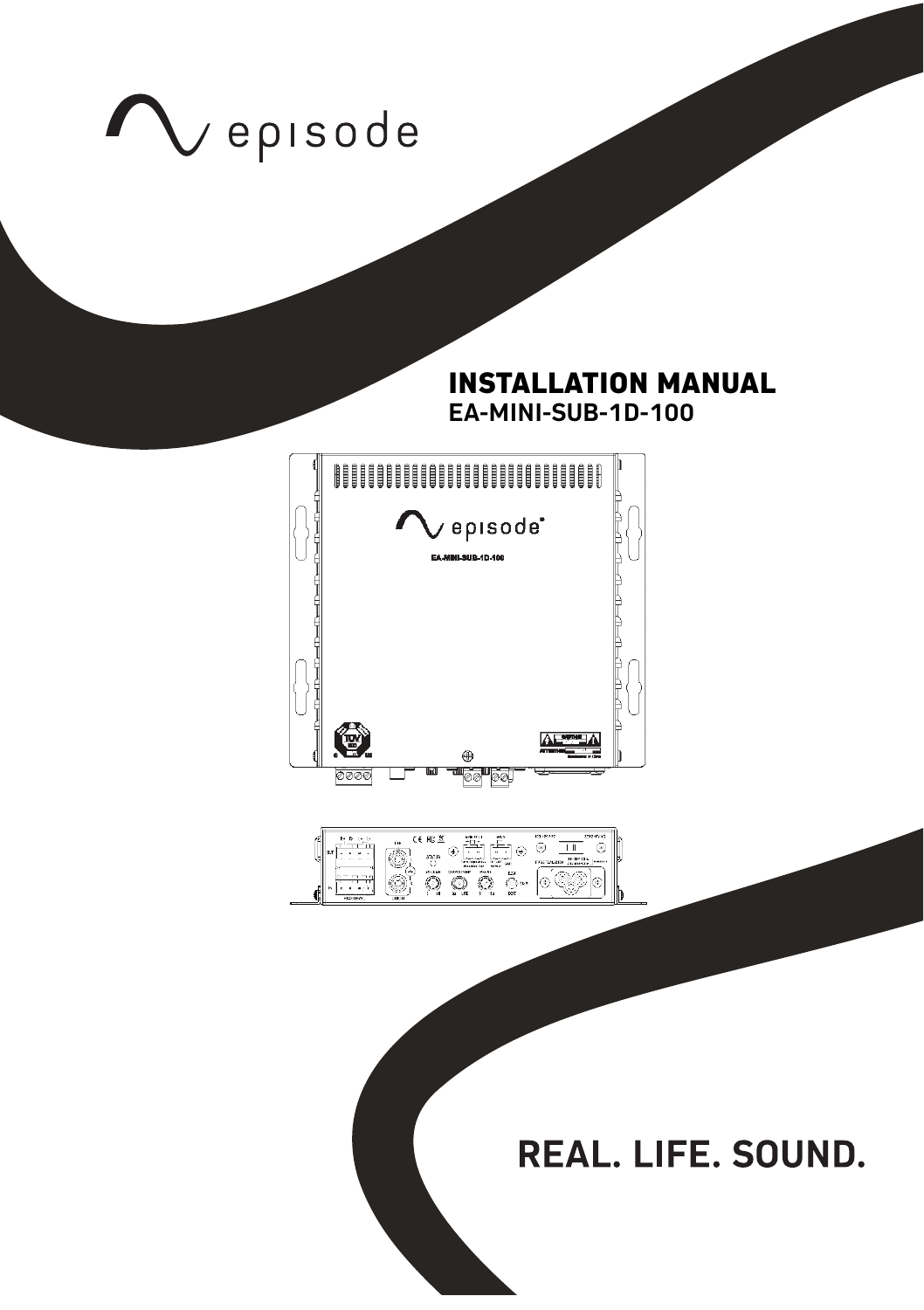episode

# INSTALLATION MANUAL

## EA-MINI-SUB-1D-100

**REAL. LIFE. SOUND.**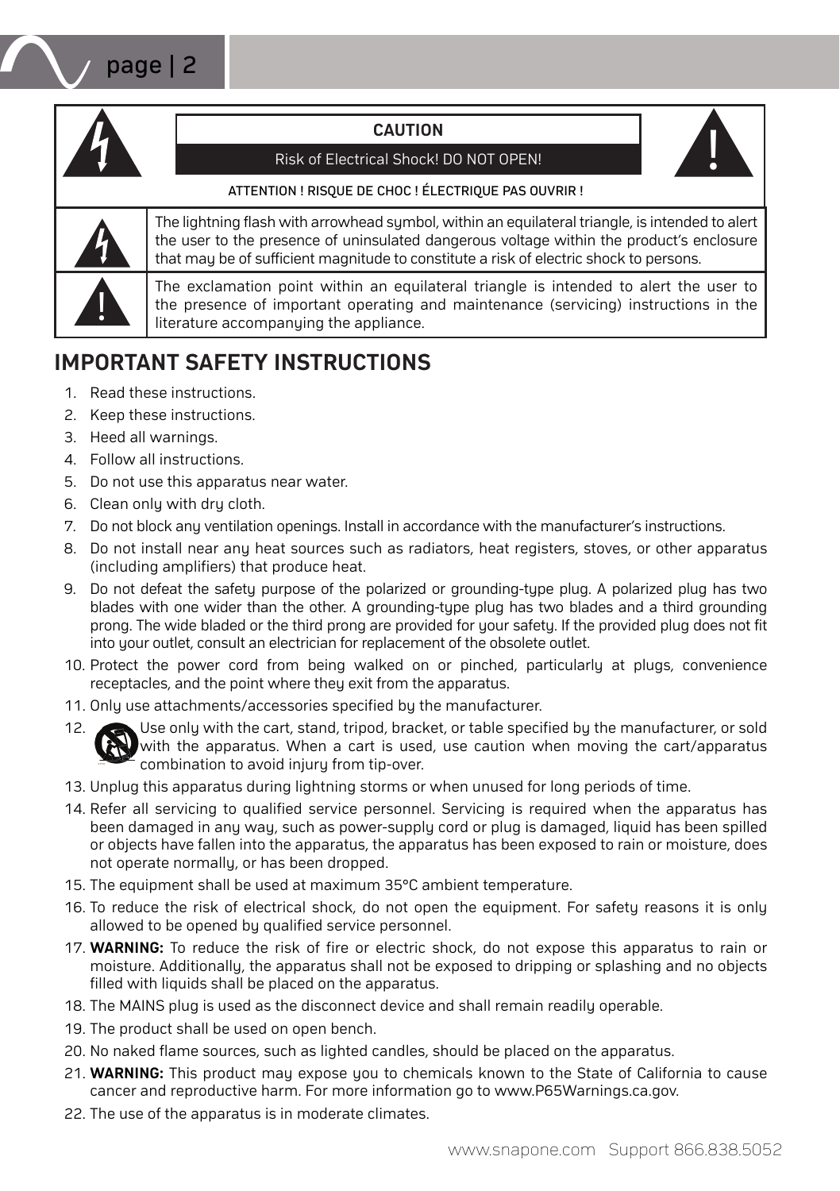**CAUTION**

Risk of Electrical Shock! DO NOT OPEN!

ATTENTION ! RISQUE DE CHOC ! ÉLECTRIQUE PAS OUVRIR !

| | |
|---|---|
| ⚡ | The lightning flash with arrowhead symbol, within an equilateral triangle, is intended to alert the user to the presence of uninsulated dangerous voltage within the product's enclosure that may be of sufficient magnitude to constitute a risk of electric shock to persons. |
| ! | The exclamation point within an equilateral triangle is intended to alert the user to the presence of important operating and maintenance (servicing) instructions in the literature accompanying the appliance. |

## IMPORTANT SAFETY INSTRUCTIONS

1. Read these instructions.
2. Keep these instructions.
3. Heed all warnings.
4. Follow all instructions.
5. Do not use this apparatus near water.
6. Clean only with dry cloth.
7. Do not block any ventilation openings. Install in accordance with the manufacturer's instructions.
8. Do not install near any heat sources such as radiators, heat registers, stoves, or other apparatus (including amplifiers) that produce heat.
9. Do not defeat the safety purpose of the polarized or grounding-type plug. A polarized plug has two blades with one wider than the other. A grounding-type plug has two blades and a third grounding prong. The wide bladed or the third prong are provided for your safety. If the provided plug does not fit into your outlet, consult an electrician for replacement of the obsolete outlet.
10. Protect the power cord from being walked on or pinched, particularly at plugs, convenience receptacles, and the point where they exit from the apparatus.
11. Only use attachments/accessories specified by the manufacturer.
12. Use only with the cart, stand, tripod, bracket, or table specified by the manufacturer, or sold with the apparatus. When a cart is used, use caution when moving the cart/apparatus combination to avoid injury from tip-over.
13. Unplug this apparatus during lightning storms or when unused for long periods of time.
14. Refer all servicing to qualified service personnel. Servicing is required when the apparatus has been damaged in any way, such as power-supply cord or plug is damaged, liquid has been spilled or objects have fallen into the apparatus, the apparatus has been exposed to rain or moisture, does not operate normally, or has been dropped.
15. The equipment shall be used at maximum 35°C ambient temperature.
16. To reduce the risk of electrical shock, do not open the equipment. For safety reasons it is only allowed to be opened by qualified service personnel.
17. **WARNING:** To reduce the risk of fire or electric shock, do not expose this apparatus to rain or moisture. Additionally, the apparatus shall not be exposed to dripping or splashing and no objects filled with liquids shall be placed on the apparatus.
18. The MAINS plug is used as the disconnect device and shall remain readily operable.
19. The product shall be used on open bench.
20. No naked flame sources, such as lighted candles, should be placed on the apparatus.
21. **WARNING:** This product may expose you to chemicals known to the State of California to cause cancer and reproductive harm. For more information go to www.P65Warnings.ca.gov.
22. The use of the apparatus is in moderate climates.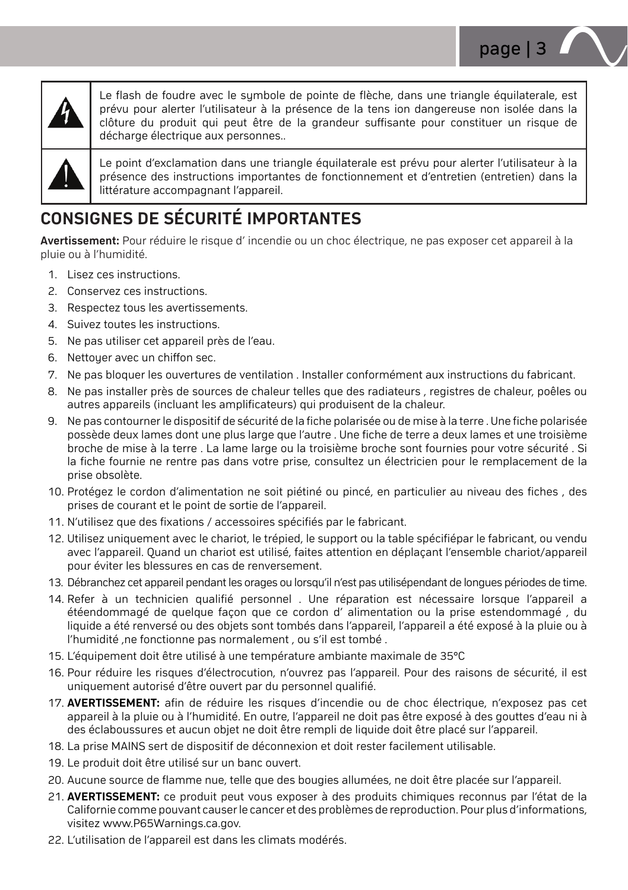| | |
|---|---|
| | Le flash de foudre avec le symbole de pointe de flèche, dans une triangle équilaterale, est prévu pour alerter l'utilisateur à la présence de la tens ion dangereuse non isolée dans la clôture du produit qui peut être de la grandeur suffisante pour constituer un risque de décharge électrique aux personnes.. |
| | Le point d'exclamation dans une triangle équilaterale est prévu pour alerter l'utilisateur à la présence des instructions importantes de fonctionnement et d'entretien (entretien) dans la littérature accompagnant l'appareil. |

## CONSIGNES DE SÉCURITÉ IMPORTANTES

**Avertissement:** Pour réduire le risque d' incendie ou un choc électrique, ne pas exposer cet appareil à la pluie ou à l'humidité.

1. Lisez ces instructions.
2. Conservez ces instructions.
3. Respectez tous les avertissements.
4. Suivez toutes les instructions.
5. Ne pas utiliser cet appareil près de l'eau.
6. Nettoyer avec un chiffon sec.
7. Ne pas bloquer les ouvertures de ventilation . Installer conformément aux instructions du fabricant.
8. Ne pas installer près de sources de chaleur telles que des radiateurs , registres de chaleur, poêles ou autres appareils (incluant les amplificateurs) qui produisent de la chaleur.
9. Ne pas contourner le dispositif de sécurité de la fiche polarisée ou de mise à la terre . Une fiche polarisée possède deux lames dont une plus large que l'autre . Une fiche de terre a deux lames et une troisième broche de mise à la terre . La lame large ou la troisième broche sont fournies pour votre sécurité . Si la fiche fournie ne rentre pas dans votre prise, consultez un électricien pour le remplacement de la prise obsolète.
10. Protégez le cordon d'alimentation ne soit piétiné ou pincé, en particulier au niveau des fiches , des prises de courant et le point de sortie de l'appareil.
11. N'utilisez que des fixations / accessoires spécifiés par le fabricant.
12. Utilisez uniquement avec le chariot, le trépied, le support ou la table spécifiépar le fabricant, ou vendu avec l'appareil. Quand un chariot est utilisé, faites attention en déplaçant l'ensemble chariot/appareil pour éviter les blessures en cas de renversement.
13. Débranchez cet appareil pendant les orages ou lorsqu'il n'est pas utilisépendant de longues périodes de time.
14. Refer à un technicien qualifié personnel . Une réparation est nécessaire lorsque l'appareil a étéendommagé de quelque façon que ce cordon d' alimentation ou la prise estendommagé , du liquide a été renversé ou des objets sont tombés dans l'appareil, l'appareil a été exposé à la pluie ou à l'humidité ,ne fonctionne pas normalement , ou s'il est tombé .
15. L'équipement doit être utilisé à une température ambiante maximale de 35°C
16. Pour réduire les risques d'électrocution, n'ouvrez pas l'appareil. Pour des raisons de sécurité, il est uniquement autorisé d'être ouvert par du personnel qualifié.
17. **AVERTISSEMENT:** afin de réduire les risques d'incendie ou de choc électrique, n'exposez pas cet appareil à la pluie ou à l'humidité. En outre, l'appareil ne doit pas être exposé à des gouttes d'eau ni à des éclaboussures et aucun objet ne doit être rempli de liquide doit être placé sur l'appareil.
18. La prise MAINS sert de dispositif de déconnexion et doit rester facilement utilisable.
19. Le produit doit être utilisé sur un banc ouvert.
20. Aucune source de flamme nue, telle que des bougies allumées, ne doit être placée sur l'appareil.
21. **AVERTISSEMENT:** ce produit peut vous exposer à des produits chimiques reconnus par l'état de la Californie comme pouvant causer le cancer et des problèmes de reproduction. Pour plus d'informations, visitez www.P65Warnings.ca.gov.
22. L'utilisation de l'appareil est dans les climats modérés.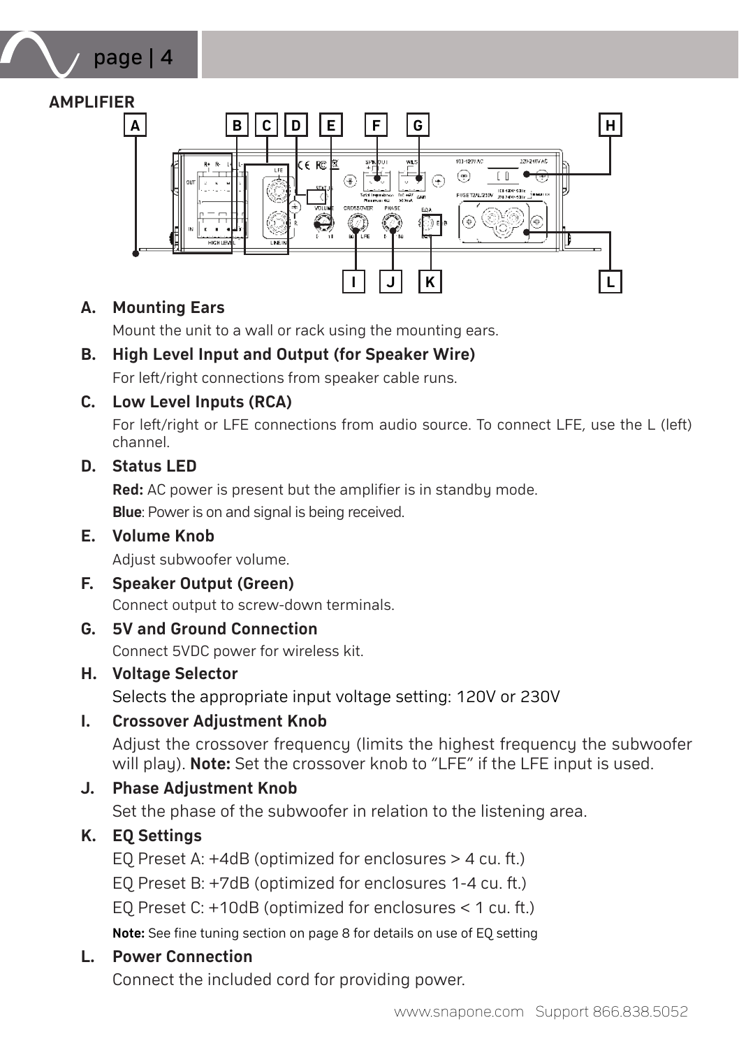## AMPLIFIER

**A. Mounting Ears**

Mount the unit to a wall or rack using the mounting ears.

**B. High Level Input and Output (for Speaker Wire)**

For left/right connections from speaker cable runs.

**C. Low Level Inputs (RCA)**

For left/right or LFE connections from audio source. To connect LFE, use the L (left) channel.

**D. Status LED**

**Red:** AC power is present but the amplifier is in standby mode.

**Blue**: Power is on and signal is being received.

**E. Volume Knob**

Adjust subwoofer volume.

**F. Speaker Output (Green)**

Connect output to screw-down terminals.

**G. 5V and Ground Connection**

Connect 5VDC power for wireless kit.

**H. Voltage Selector**

Selects the appropriate input voltage setting: 120V or 230V

**I. Crossover Adjustment Knob**

Adjust the crossover frequency (limits the highest frequency the subwoofer will play). **Note:** Set the crossover knob to "LFE" if the LFE input is used.

**J. Phase Adjustment Knob**

Set the phase of the subwoofer in relation to the listening area.

**K. EQ Settings**

EQ Preset A: +4dB (optimized for enclosures > 4 cu. ft.)

EQ Preset B: +7dB (optimized for enclosures 1-4 cu. ft.)

EQ Preset C: +10dB (optimized for enclosures < 1 cu. ft.)

**Note:** See fine tuning section on page 8 for details on use of EQ setting

**L. Power Connection**

Connect the included cord for providing power.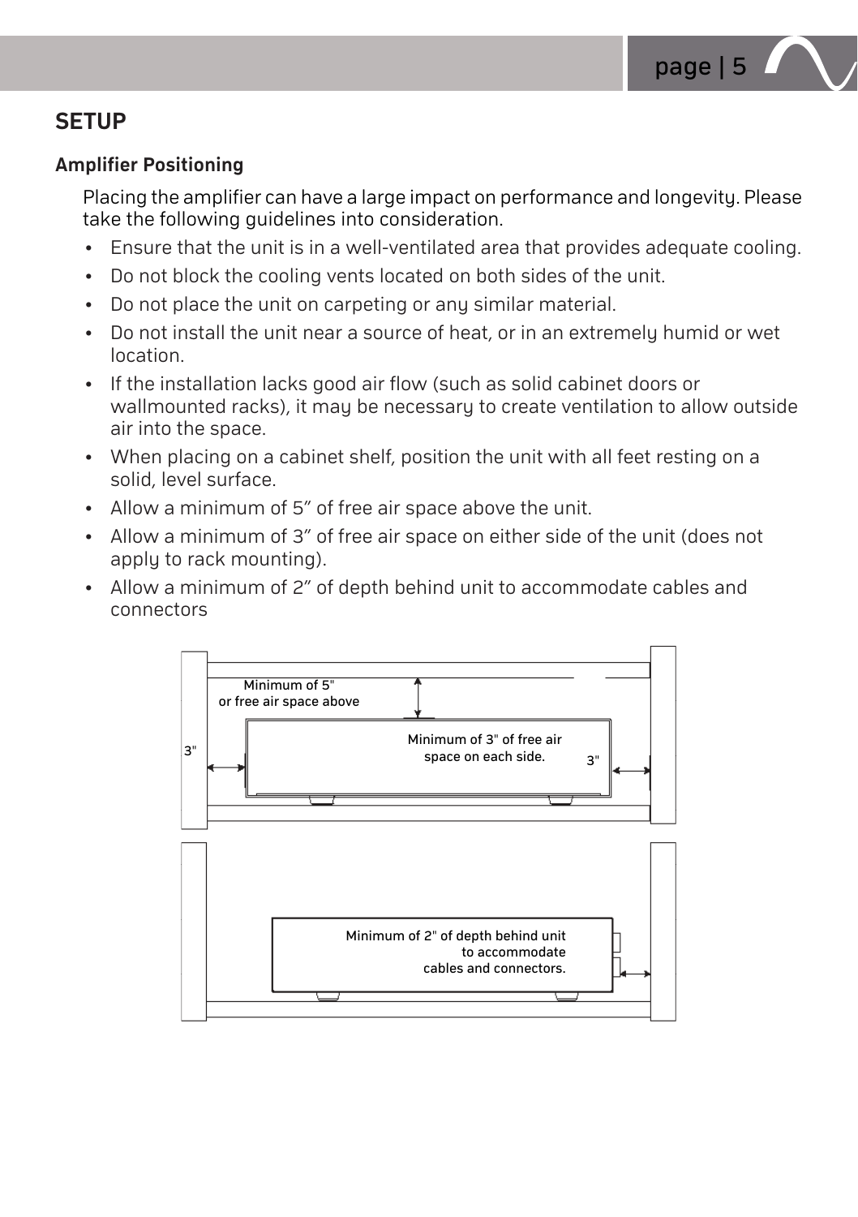# SETUP

## Amplifier Positioning

Placing the amplifier can have a large impact on performance and longevity. Please take the following guidelines into consideration.

- Ensure that the unit is in a well-ventilated area that provides adequate cooling.
- Do not block the cooling vents located on both sides of the unit.
- Do not place the unit on carpeting or any similar material.
- Do not install the unit near a source of heat, or in an extremely humid or wet location.
- If the installation lacks good air flow (such as solid cabinet doors or wallmounted racks), it may be necessary to create ventilation to allow outside air into the space.
- When placing on a cabinet shelf, position the unit with all feet resting on a solid, level surface.
- Allow a minimum of 5" of free air space above the unit.
- Allow a minimum of 3" of free air space on either side of the unit (does not apply to rack mounting).
- Allow a minimum of 2" of depth behind unit to accommodate cables and connectors

Minimum of 5" or free air space above

Minimum of 3" of free air space on each side.

3" 3"

Minimum of 2" of depth behind unit to accommodate cables and connectors.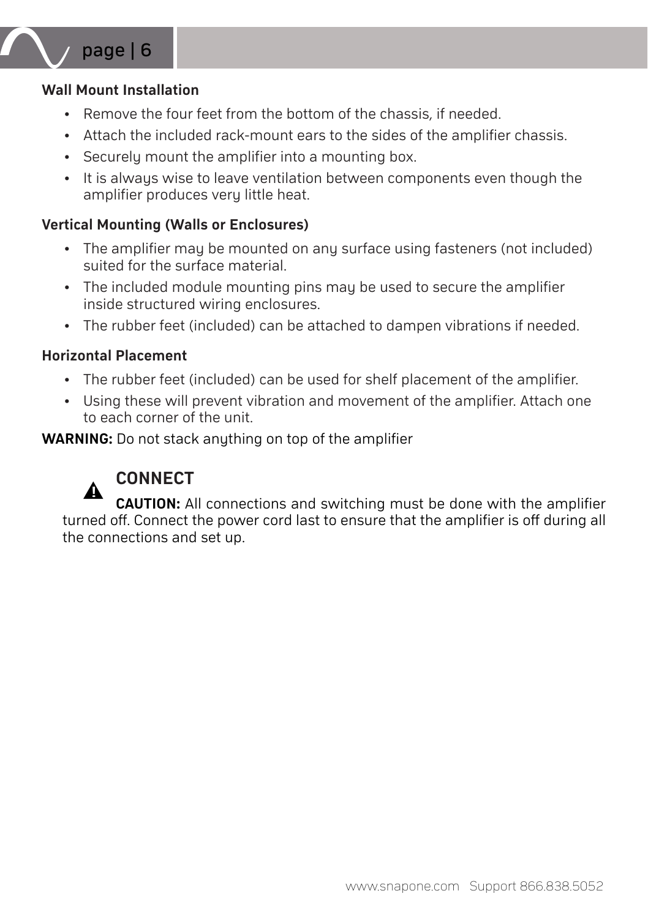### Wall Mount Installation

- Remove the four feet from the bottom of the chassis, if needed.
- Attach the included rack-mount ears to the sides of the amplifier chassis.
- Securely mount the amplifier into a mounting box.
- It is always wise to leave ventilation between components even though the amplifier produces very little heat.

### Vertical Mounting (Walls or Enclosures)

- The amplifier may be mounted on any surface using fasteners (not included) suited for the surface material.
- The included module mounting pins may be used to secure the amplifier inside structured wiring enclosures.
- The rubber feet (included) can be attached to dampen vibrations if needed.

### Horizontal Placement

- The rubber feet (included) can be used for shelf placement of the amplifier.
- Using these will prevent vibration and movement of the amplifier. Attach one to each corner of the unit.

**WARNING:** Do not stack anything on top of the amplifier

## CONNECT

**CAUTION:** All connections and switching must be done with the amplifier turned off. Connect the power cord last to ensure that the amplifier is off during all the connections and set up.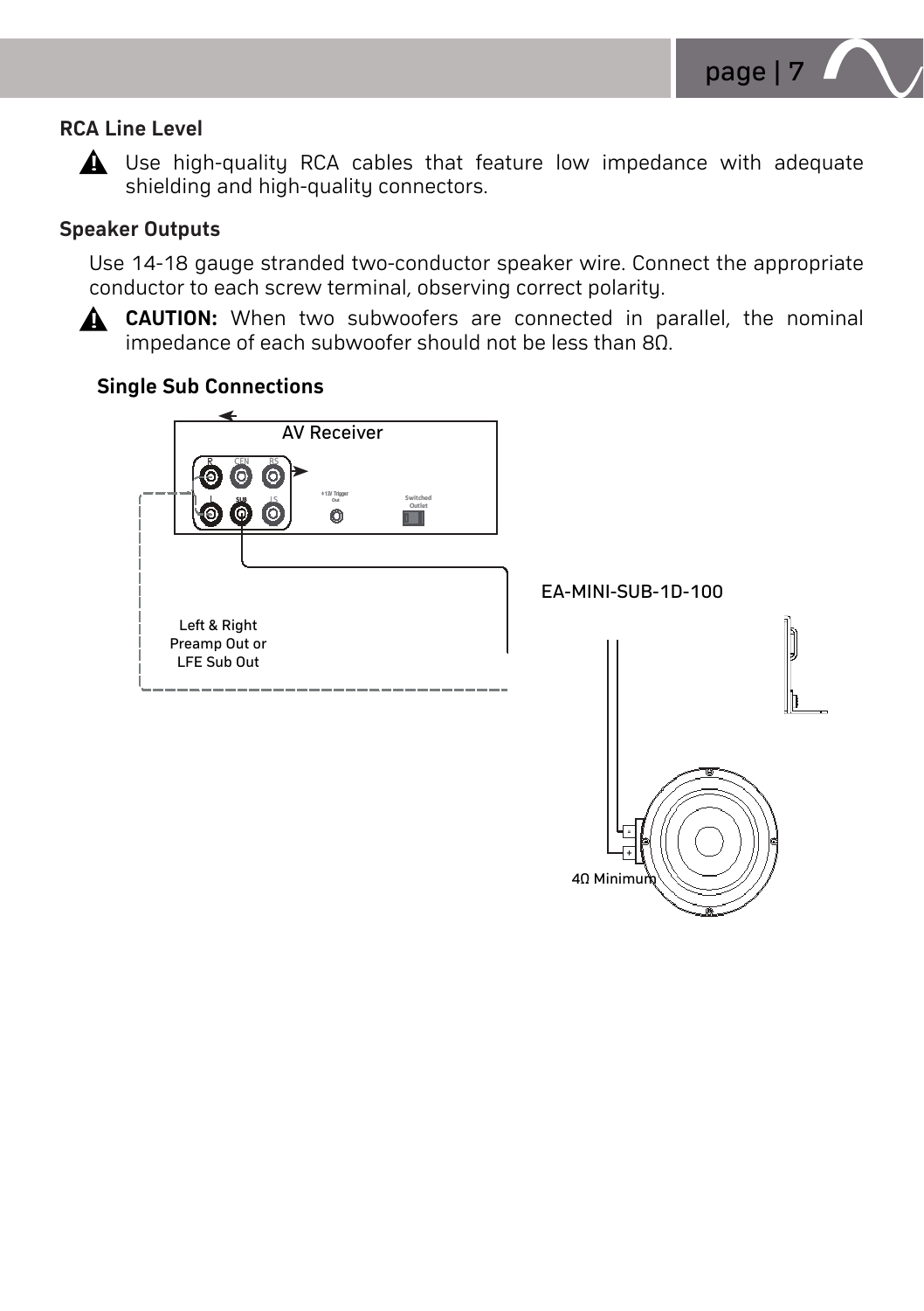## RCA Line Level

⚠ Use high-quality RCA cables that feature low impedance with adequate shielding and high-quality connectors.

## Speaker Outputs

Use 14-18 gauge stranded two-conductor speaker wire. Connect the appropriate conductor to each screw terminal, observing correct polarity.

⚠ **CAUTION:** When two subwoofers are connected in parallel, the nominal impedance of each subwoofer should not be less than 8Ω.

### Single Sub Connections

AV Receiver

R CEN RS

L SUB LS

+12V Trigger Out

Switched Outlet

Left & Right Preamp Out or LFE Sub Out

EA-MINI-SUB-1D-100

4Ω Minimum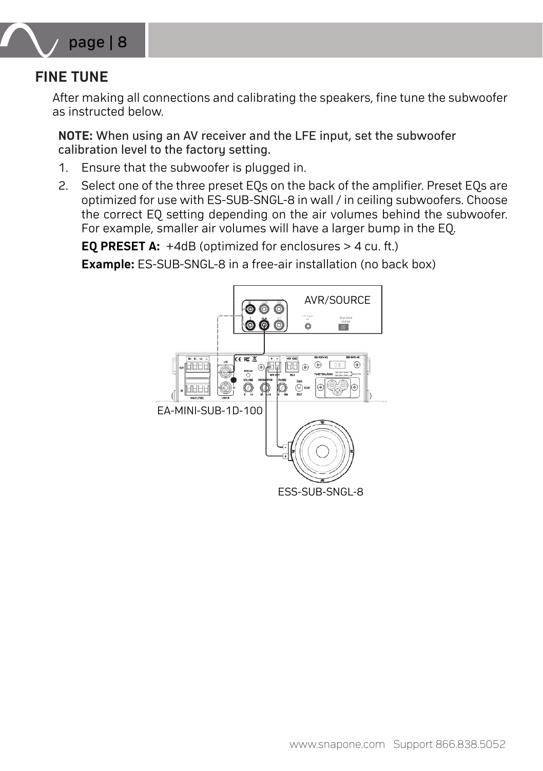## FINE TUNE

After making all connections and calibrating the speakers, fine tune the subwoofer as instructed below.

**NOTE:** When using an AV receiver and the LFE input, set the subwoofer calibration level to the factory setting.

1. Ensure that the subwoofer is plugged in.
2. Select one of the three preset EQs on the back of the amplifier. Preset EQs are optimized for use with ES-SUB-SNGL-8 in wall / in ceiling subwoofers. Choose the correct EQ setting depending on the air volumes behind the subwoofer. For example, smaller air volumes will have a larger bump in the EQ.

   **EQ PRESET A:** +4dB (optimized for enclosures > 4 cu. ft.)

   **Example:** ES-SUB-SNGL-8 in a free-air installation (no back box)

AVR/SOURCE

EA-MINI-SUB-1D-100

ESS-SUB-SNGL-8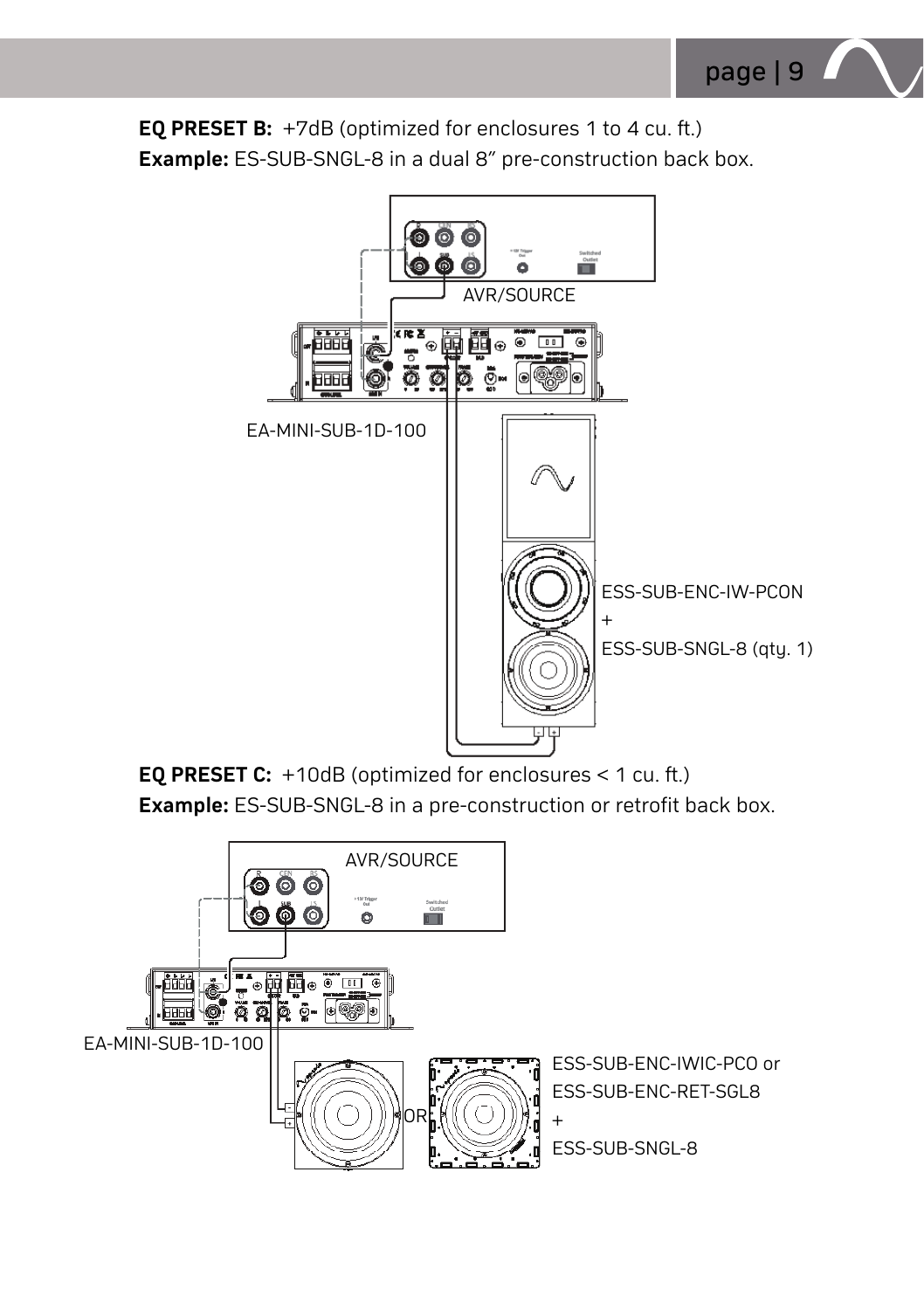**EQ PRESET B:** +7dB (optimized for enclosures 1 to 4 cu. ft.)
**Example:** ES-SUB-SNGL-8 in a dual 8" pre-construction back box.

AVR/SOURCE

EA-MINI-SUB-1D-100

ESS-SUB-ENC-IW-PCON
+
ESS-SUB-SNGL-8 (qty. 1)

**EQ PRESET C:** +10dB (optimized for enclosures < 1 cu. ft.)
**Example:** ES-SUB-SNGL-8 in a pre-construction or retrofit back box.

AVR/SOURCE

EA-MINI-SUB-1D-100

OR

ESS-SUB-ENC-IWIC-PCO or
ESS-SUB-ENC-RET-SGL8
+
ESS-SUB-SNGL-8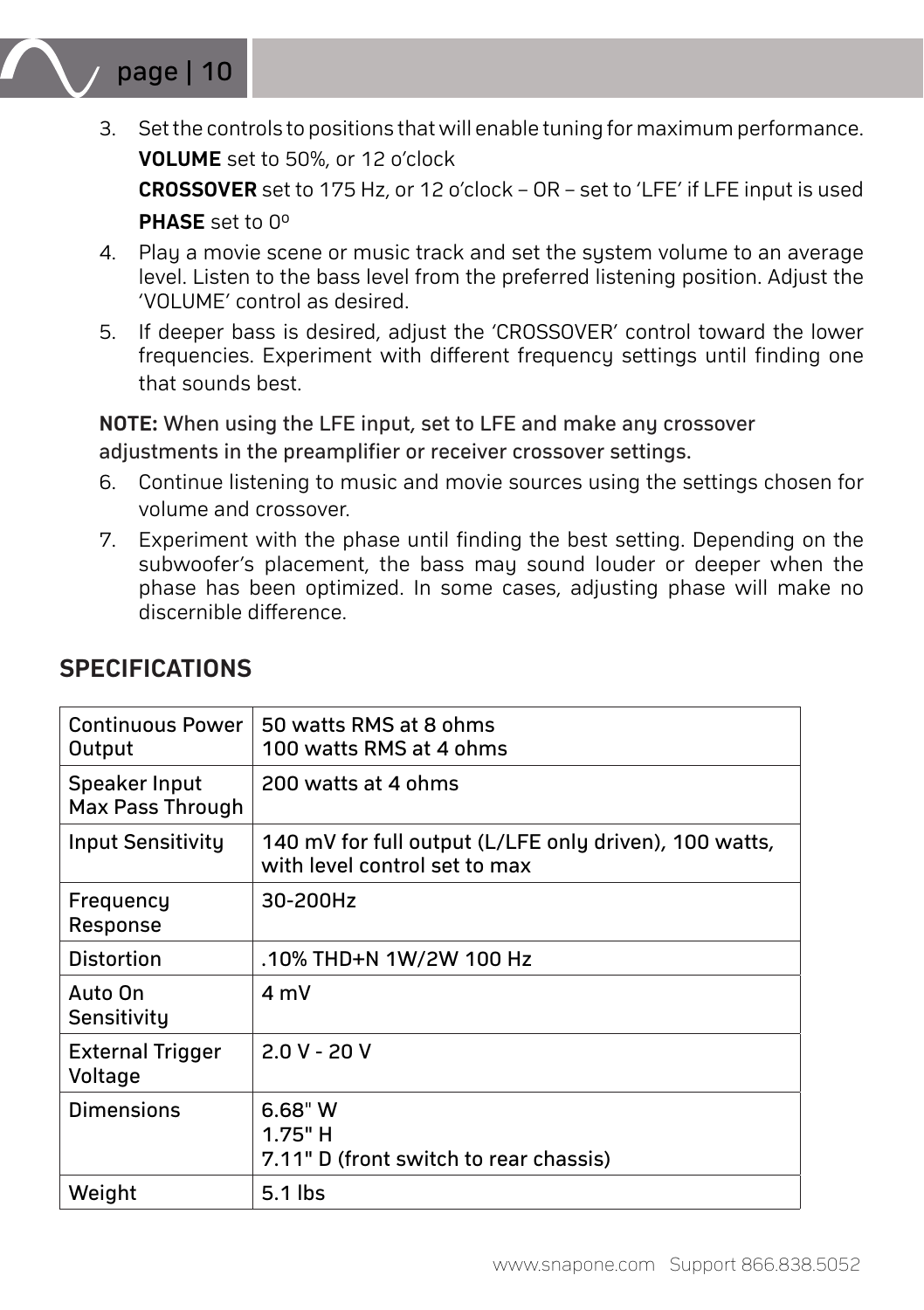3. Set the controls to positions that will enable tuning for maximum performance.

   **VOLUME** set to 50%, or 12 o'clock

   **CROSSOVER** set to 175 Hz, or 12 o'clock – OR – set to 'LFE' if LFE input is used

   **PHASE** set to 0º

4. Play a movie scene or music track and set the system volume to an average level. Listen to the bass level from the preferred listening position. Adjust the 'VOLUME' control as desired.
5. If deeper bass is desired, adjust the 'CROSSOVER' control toward the lower frequencies. Experiment with different frequency settings until finding one that sounds best.

**NOTE:** When using the LFE input, set to LFE and make any crossover adjustments in the preamplifier or receiver crossover settings.

6. Continue listening to music and movie sources using the settings chosen for volume and crossover.
7. Experiment with the phase until finding the best setting. Depending on the subwoofer's placement, the bass may sound louder or deeper when the phase has been optimized. In some cases, adjusting phase will make no discernible difference.

## SPECIFICATIONS

| | |
|---|---|
| Continuous Power Output | 50 watts RMS at 8 ohms<br>100 watts RMS at 4 ohms |
| Speaker Input Max Pass Through | 200 watts at 4 ohms |
| Input Sensitivity | 140 mV for full output (L/LFE only driven), 100 watts, with level control set to max |
| Frequency Response | 30-200Hz |
| Distortion | .10% THD+N 1W/2W 100 Hz |
| Auto On Sensitivity | 4 mV |
| External Trigger Voltage | 2.0 V - 20 V |
| Dimensions | 6.68" W<br>1.75" H<br>7.11" D (front switch to rear chassis) |
| Weight | 5.1 lbs |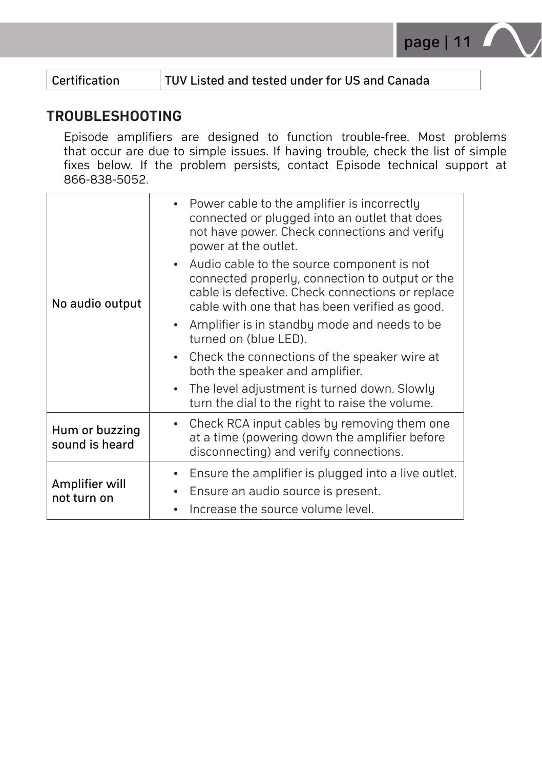| Certification | TUV Listed and tested under for US and Canada |
|---|---|

## TROUBLESHOOTING

Episode amplifiers are designed to function trouble-free. Most problems that occur are due to simple issues. If having trouble, check the list of simple fixes below. If the problem persists, contact Episode technical support at 866-838-5052.

| | |
|---|---|
| No audio output | • Power cable to the amplifier is incorrectly connected or plugged into an outlet that does not have power. Check connections and verify power at the outlet.<br>• Audio cable to the source component is not connected properly, connection to output or the cable is defective. Check connections or replace cable with one that has been verified as good.<br>• Amplifier is in standby mode and needs to be turned on (blue LED).<br>• Check the connections of the speaker wire at both the speaker and amplifier.<br>• The level adjustment is turned down. Slowly turn the dial to the right to raise the volume. |
| Hum or buzzing sound is heard | • Check RCA input cables by removing them one at a time (powering down the amplifier before disconnecting) and verify connections. |
| Amplifier will not turn on | • Ensure the amplifier is plugged into a live outlet.<br>• Ensure an audio source is present.<br>• Increase the source volume level. |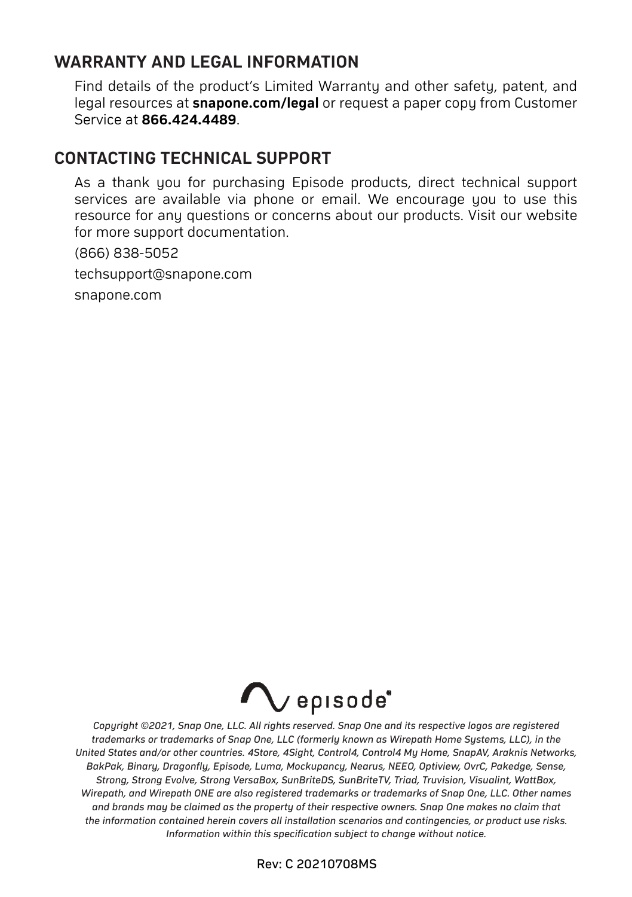## WARRANTY AND LEGAL INFORMATION

Find details of the product's Limited Warranty and other safety, patent, and legal resources at **snapone.com/legal** or request a paper copy from Customer Service at **866.424.4489**.

## CONTACTING TECHNICAL SUPPORT

As a thank you for purchasing Episode products, direct technical support services are available via phone or email. We encourage you to use this resource for any questions or concerns about our products. Visit our website for more support documentation.

(866) 838-5052

techsupport@snapone.com

snapone.com

episode®

*Copyright ©2021, Snap One, LLC. All rights reserved. Snap One and its respective logos are registered trademarks or trademarks of Snap One, LLC (formerly known as Wirepath Home Systems, LLC), in the United States and/or other countries. 4Store, 4Sight, Control4, Control4 My Home, SnapAV, Araknis Networks, BakPak, Binary, Dragonfly, Episode, Luma, Mockupancy, Nearus, NEEO, Optiview, OvrC, Pakedge, Sense, Strong, Strong Evolve, Strong VersaBox, SunBriteDS, SunBriteTV, Triad, Truvision, Visualint, WattBox, Wirepath, and Wirepath ONE are also registered trademarks or trademarks of Snap One, LLC. Other names and brands may be claimed as the property of their respective owners. Snap One makes no claim that the information contained herein covers all installation scenarios and contingencies, or product use risks. Information within this specification subject to change without notice.*

Rev: C 20210708MS